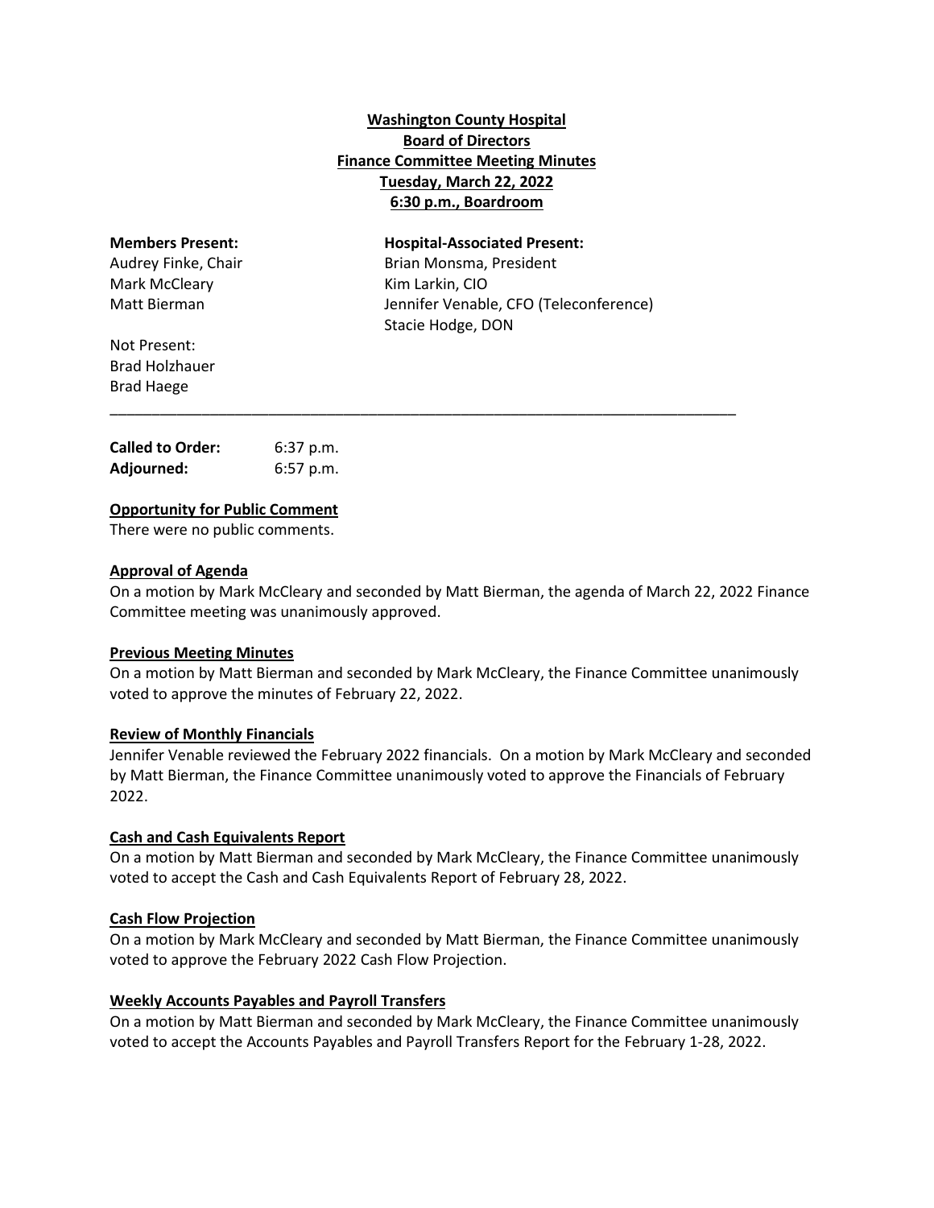**Washington County Hospital**
**Board of Directors**
**Finance Committee Meeting Minutes**
**Tuesday, March 22, 2022**
**6:30 p.m., Boardroom**

**Members Present:**
Audrey Finke, Chair
Mark McCleary
Matt Bierman

Not Present:
Brad Holzhauer
Brad Haege

**Hospital-Associated Present:**
Brian Monsma, President
Kim Larkin, CIO
Jennifer Venable, CFO (Teleconference)
Stacie Hodge, DON

---

**Called to Order:** 6:37 p.m.
**Adjourned:** 6:57 p.m.

**Opportunity for Public Comment**
There were no public comments.

**Approval of Agenda**
On a motion by Mark McCleary and seconded by Matt Bierman, the agenda of March 22, 2022 Finance Committee meeting was unanimously approved.

**Previous Meeting Minutes**
On a motion by Matt Bierman and seconded by Mark McCleary, the Finance Committee unanimously voted to approve the minutes of February 22, 2022.

**Review of Monthly Financials**
Jennifer Venable reviewed the February 2022 financials. On a motion by Mark McCleary and seconded by Matt Bierman, the Finance Committee unanimously voted to approve the Financials of February 2022.

**Cash and Cash Equivalents Report**
On a motion by Matt Bierman and seconded by Mark McCleary, the Finance Committee unanimously voted to accept the Cash and Cash Equivalents Report of February 28, 2022.

**Cash Flow Projection**
On a motion by Mark McCleary and seconded by Matt Bierman, the Finance Committee unanimously voted to approve the February 2022 Cash Flow Projection.

**Weekly Accounts Payables and Payroll Transfers**
On a motion by Matt Bierman and seconded by Mark McCleary, the Finance Committee unanimously voted to accept the Accounts Payables and Payroll Transfers Report for the February 1-28, 2022.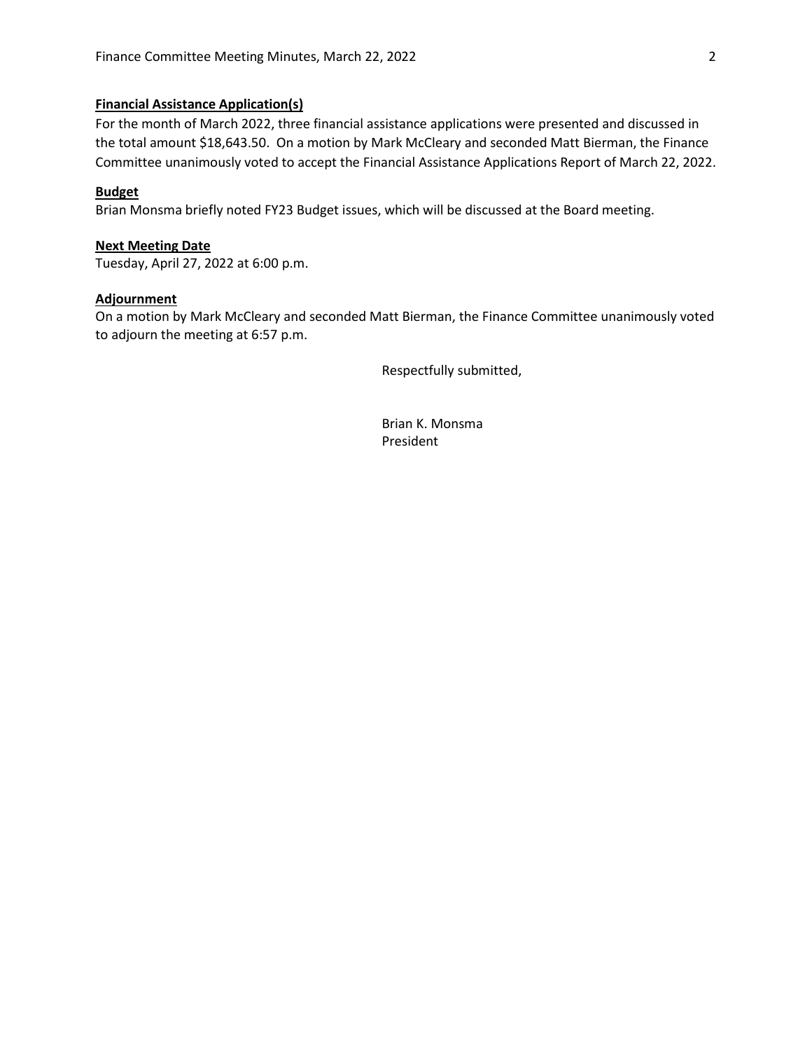**Financial Assistance Application(s)**

For the month of March 2022, three financial assistance applications were presented and discussed in the total amount $18,643.50. On a motion by Mark McCleary and seconded Matt Bierman, the Finance Committee unanimously voted to accept the Financial Assistance Applications Report of March 22, 2022.

**Budget**

Brian Monsma briefly noted FY23 Budget issues, which will be discussed at the Board meeting.

**Next Meeting Date**

Tuesday, April 27, 2022 at 6:00 p.m.

**Adjournment**

On a motion by Mark McCleary and seconded Matt Bierman, the Finance Committee unanimously voted to adjourn the meeting at 6:57 p.m.

Respectfully submitted,

Brian K. Monsma
President